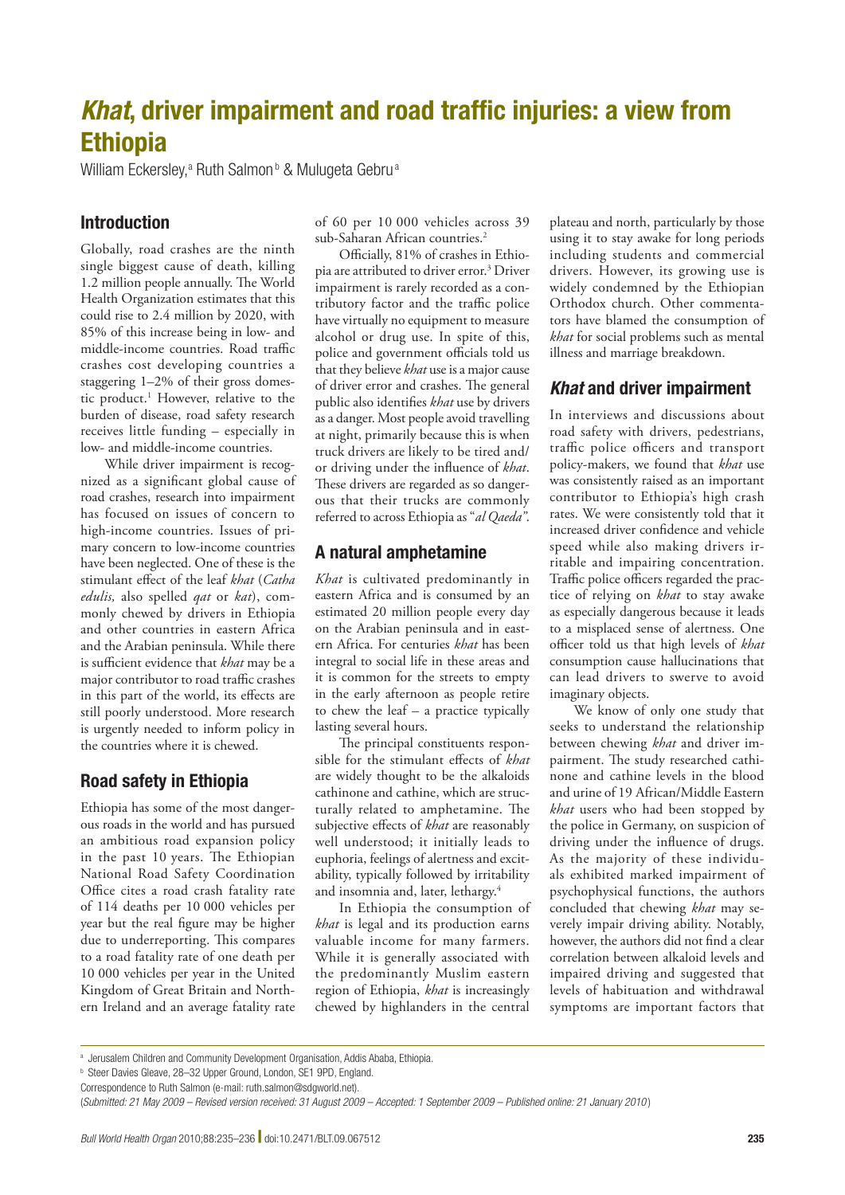# *Khat*, driver impairment and road traffic injuries: a view from Ethiopia

William Eckersley,[a] Ruth Salmon[b] & Mulugeta Gebru[a]

## Introduction

Globally, road crashes are the ninth single biggest cause of death, killing 1.2 million people annually. The World Health Organization estimates that this could rise to 2.4 million by 2020, with 85% of this increase being in low- and middle-income countries. Road traffic crashes cost developing countries a staggering 1–2% of their gross domestic product.[1] However, relative to the burden of disease, road safety research receives little funding – especially in low- and middle-income countries.

While driver impairment is recognized as a significant global cause of road crashes, research into impairment has focused on issues of concern to high-income countries. Issues of primary concern to low-income countries have been neglected. One of these is the stimulant effect of the leaf *khat* (*Catha edulis,* also spelled *qat* or *kat*), commonly chewed by drivers in Ethiopia and other countries in eastern Africa and the Arabian peninsula. While there is sufficient evidence that *khat* may be a major contributor to road traffic crashes in this part of the world, its effects are still poorly understood. More research is urgently needed to inform policy in the countries where it is chewed.

## Road safety in Ethiopia

Ethiopia has some of the most dangerous roads in the world and has pursued an ambitious road expansion policy in the past 10 years. The Ethiopian National Road Safety Coordination Office cites a road crash fatality rate of 114 deaths per 10 000 vehicles per year but the real figure may be higher due to underreporting. This compares to a road fatality rate of one death per 10 000 vehicles per year in the United Kingdom of Great Britain and Northern Ireland and an average fatality rate of 60 per 10 000 vehicles across 39 sub-Saharan African countries.[2]

Officially, 81% of crashes in Ethiopia are attributed to driver error.[3] Driver impairment is rarely recorded as a contributory factor and the traffic police have virtually no equipment to measure alcohol or drug use. In spite of this, police and government officials told us that they believe *khat* use is a major cause of driver error and crashes. The general public also identifies *khat* use by drivers as a danger. Most people avoid travelling at night, primarily because this is when truck drivers are likely to be tired and/or driving under the influence of *khat*. These drivers are regarded as so dangerous that their trucks are commonly referred to across Ethiopia as "*al Qaeda*".

## A natural amphetamine

*Khat* is cultivated predominantly in eastern Africa and is consumed by an estimated 20 million people every day on the Arabian peninsula and in eastern Africa. For centuries *khat* has been integral to social life in these areas and it is common for the streets to empty in the early afternoon as people retire to chew the leaf – a practice typically lasting several hours.

The principal constituents responsible for the stimulant effects of *khat* are widely thought to be the alkaloids cathinone and cathine, which are structurally related to amphetamine. The subjective effects of *khat* are reasonably well understood; it initially leads to euphoria, feelings of alertness and excitability, typically followed by irritability and insomnia and, later, lethargy.[4]

In Ethiopia the consumption of *khat* is legal and its production earns valuable income for many farmers. While it is generally associated with the predominantly Muslim eastern region of Ethiopia, *khat* is increasingly chewed by highlanders in the central plateau and north, particularly by those using it to stay awake for long periods including students and commercial drivers. However, its growing use is widely condemned by the Ethiopian Orthodox church. Other commentators have blamed the consumption of *khat* for social problems such as mental illness and marriage breakdown.

## *Khat* and driver impairment

In interviews and discussions about road safety with drivers, pedestrians, traffic police officers and transport policy-makers, we found that *khat* use was consistently raised as an important contributor to Ethiopia's high crash rates. We were consistently told that it increased driver confidence and vehicle speed while also making drivers irritable and impairing concentration. Traffic police officers regarded the practice of relying on *khat* to stay awake as especially dangerous because it leads to a misplaced sense of alertness. One officer told us that high levels of *khat* consumption cause hallucinations that can lead drivers to swerve to avoid imaginary objects.

We know of only one study that seeks to understand the relationship between chewing *khat* and driver impairment. The study researched cathinone and cathine levels in the blood and urine of 19 African/Middle Eastern *khat* users who had been stopped by the police in Germany, on suspicion of driving under the influence of drugs. As the majority of these individuals exhibited marked impairment of psychophysical functions, the authors concluded that chewing *khat* may severely impair driving ability. Notably, however, the authors did not find a clear correlation between alkaloid levels and impaired driving and suggested that levels of habituation and withdrawal symptoms are important factors that

---

[a] Jerusalem Children and Community Development Organisation, Addis Ababa, Ethiopia.

[b] Steer Davies Gleave, 28–32 Upper Ground, London, SE1 9PD, England.

Correspondence to Ruth Salmon (e-mail: ruth.salmon@sdgworld.net).

(*Submitted: 21 May 2009 – Revised version received: 31 August 2009 – Accepted: 1 September 2009 – Published online: 21 January 2010*)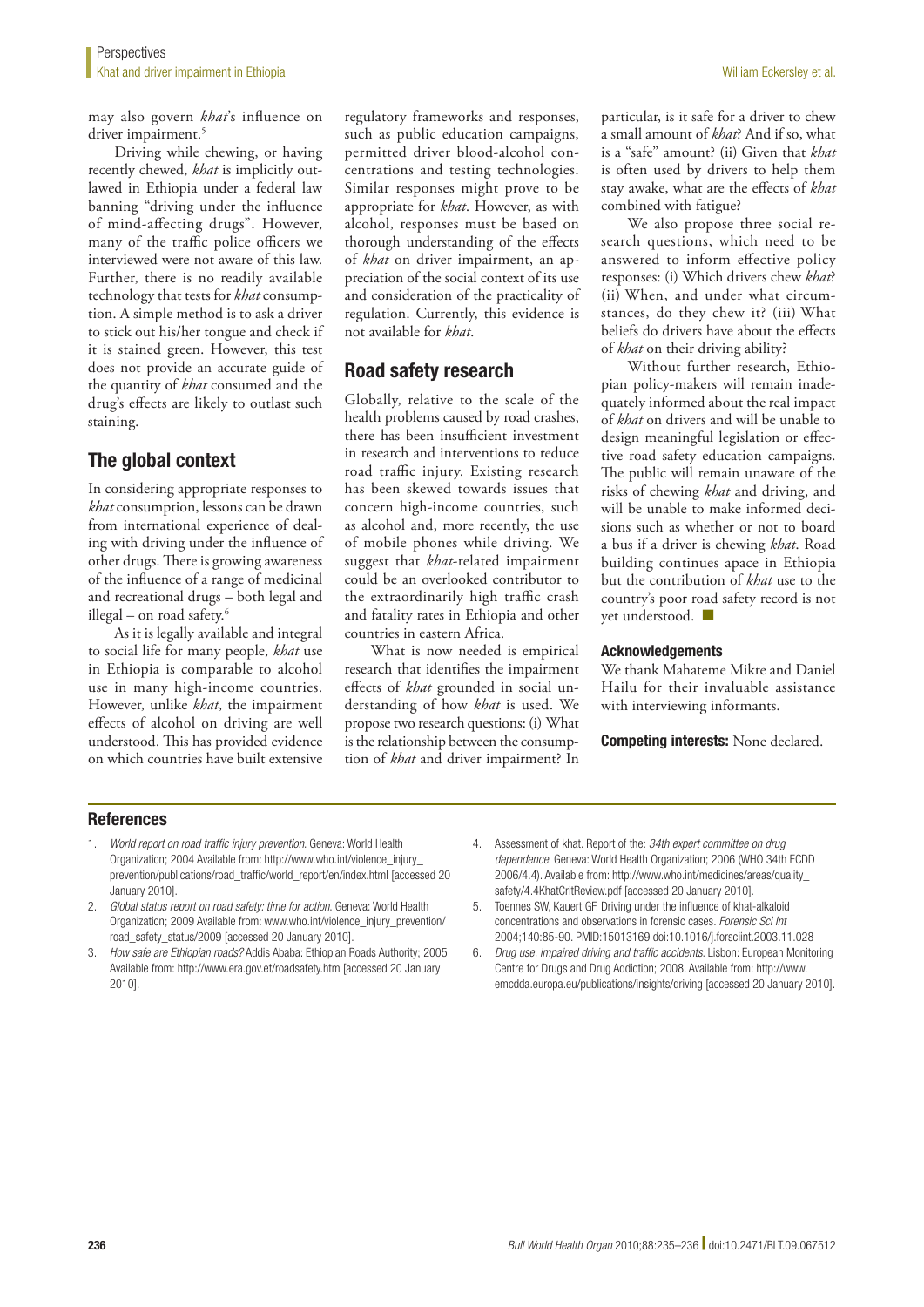may also govern *khat*'s influence on driver impairment.[5]

Driving while chewing, or having recently chewed, *khat* is implicitly outlawed in Ethiopia under a federal law banning "driving under the influence of mind-affecting drugs". However, many of the traffic police officers we interviewed were not aware of this law. Further, there is no readily available technology that tests for *khat* consumption. A simple method is to ask a driver to stick out his/her tongue and check if it is stained green. However, this test does not provide an accurate guide of the quantity of *khat* consumed and the drug's effects are likely to outlast such staining.

## The global context

In considering appropriate responses to *khat* consumption, lessons can be drawn from international experience of dealing with driving under the influence of other drugs. There is growing awareness of the influence of a range of medicinal and recreational drugs – both legal and illegal – on road safety.[6]

As it is legally available and integral to social life for many people, *khat* use in Ethiopia is comparable to alcohol use in many high-income countries. However, unlike *khat*, the impairment effects of alcohol on driving are well understood. This has provided evidence on which countries have built extensive regulatory frameworks and responses, such as public education campaigns, permitted driver blood-alcohol concentrations and testing technologies. Similar responses might prove to be appropriate for *khat*. However, as with alcohol, responses must be based on thorough understanding of the effects of *khat* on driver impairment, an appreciation of the social context of its use and consideration of the practicality of regulation. Currently, this evidence is not available for *khat*.

## Road safety research

Globally, relative to the scale of the health problems caused by road crashes, there has been insufficient investment in research and interventions to reduce road traffic injury. Existing research has been skewed towards issues that concern high-income countries, such as alcohol and, more recently, the use of mobile phones while driving. We suggest that *khat*-related impairment could be an overlooked contributor to the extraordinarily high traffic crash and fatality rates in Ethiopia and other countries in eastern Africa.

What is now needed is empirical research that identifies the impairment effects of *khat* grounded in social understanding of how *khat* is used. We propose two research questions: (i) What is the relationship between the consumption of *khat* and driver impairment? In particular, is it safe for a driver to chew a small amount of *khat*? And if so, what is a "safe" amount? (ii) Given that *khat* is often used by drivers to help them stay awake, what are the effects of *khat* combined with fatigue?

We also propose three social research questions, which need to be answered to inform effective policy responses: (i) Which drivers chew *khat*? (ii) When, and under what circumstances, do they chew it? (iii) What beliefs do drivers have about the effects of *khat* on their driving ability?

Without further research, Ethiopian policy-makers will remain inadequately informed about the real impact of *khat* on drivers and will be unable to design meaningful legislation or effective road safety education campaigns. The public will remain unaware of the risks of chewing *khat* and driving, and will be unable to make informed decisions such as whether or not to board a bus if a driver is chewing *khat*. Road building continues apace in Ethiopia but the contribution of *khat* use to the country's poor road safety record is not yet understood. ■

#### Acknowledgements

We thank Mahateme Mikre and Daniel Hailu for their invaluable assistance with interviewing informants.

**Competing interests:** None declared.

## References

1. *World report on road traffic injury prevention*. Geneva: World Health Organization; 2004 Available from: http://www.who.int/violence_injury_prevention/publications/road_traffic/world_report/en/index.html [accessed 20 January 2010].
2. *Global status report on road safety: time for action*. Geneva: World Health Organization; 2009 Available from: www.who.int/violence_injury_prevention/road_safety_status/2009 [accessed 20 January 2010].
3. *How safe are Ethiopian roads?* Addis Ababa: Ethiopian Roads Authority; 2005 Available from: http://www.era.gov.et/roadsafety.htm [accessed 20 January 2010].
4. Assessment of khat. Report of the: *34th expert committee on drug dependence*. Geneva: World Health Organization; 2006 (WHO 34th ECDD 2006/4.4). Available from: http://www.who.int/medicines/areas/quality_safety/4.4KhatCritReview.pdf [accessed 20 January 2010].
5. Toennes SW, Kauert GF. Driving under the influence of khat-alkaloid concentrations and observations in forensic cases. *Forensic Sci Int* 2004;140:85-90. PMID:15013169 doi:10.1016/j.forsciint.2003.11.028
6. *Drug use, impaired driving and traffic accidents*. Lisbon: European Monitoring Centre for Drugs and Drug Addiction; 2008. Available from: http://www.emcdda.europa.eu/publications/insights/driving [accessed 20 January 2010].